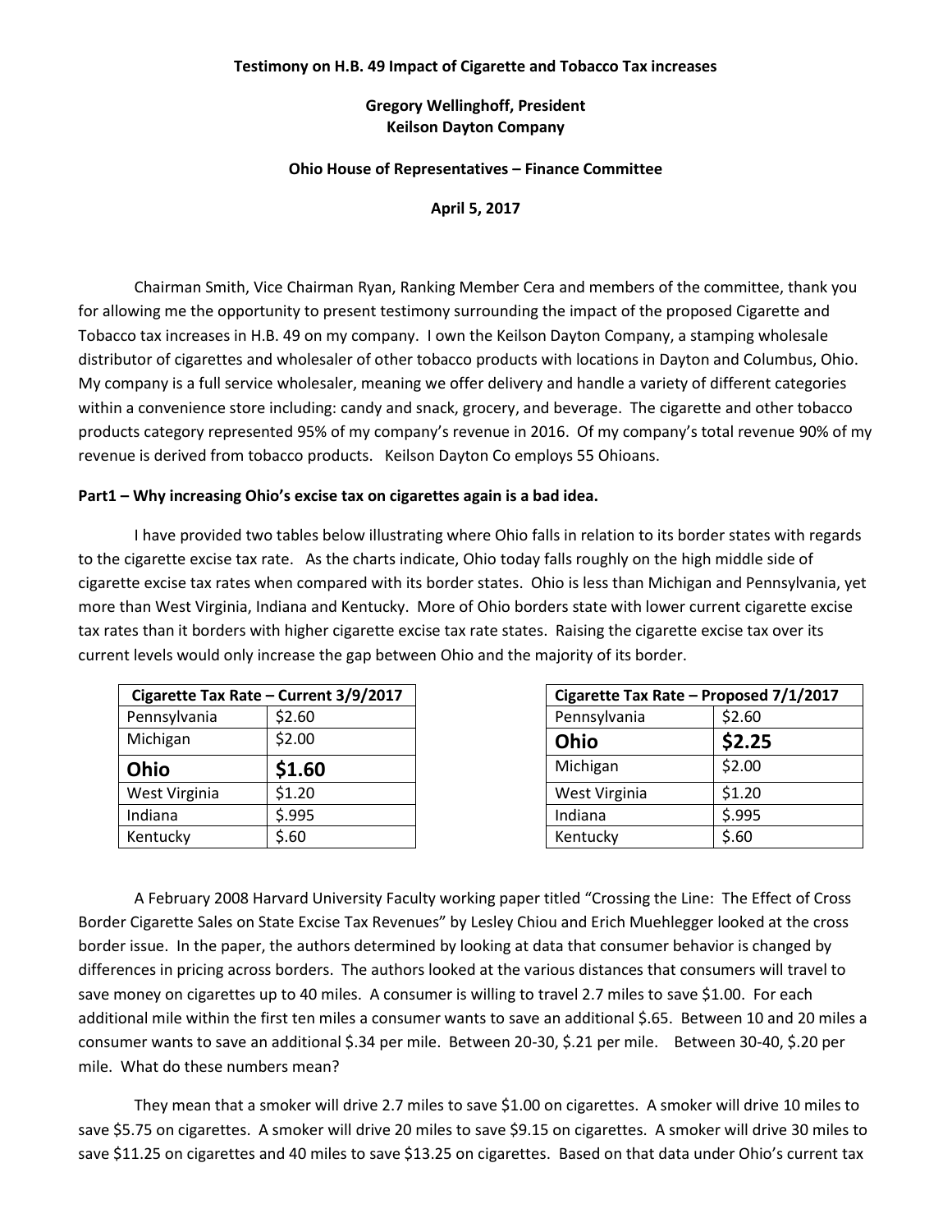**Testimony on H.B. 49 Impact of Cigarette and Tobacco Tax increases**

**Gregory Wellinghoff, President**
**Keilson Dayton Company**

**Ohio House of Representatives – Finance Committee**

**April 5, 2017**

Chairman Smith, Vice Chairman Ryan, Ranking Member Cera and members of the committee, thank you for allowing me the opportunity to present testimony surrounding the impact of the proposed Cigarette and Tobacco tax increases in H.B. 49 on my company. I own the Keilson Dayton Company, a stamping wholesale distributor of cigarettes and wholesaler of other tobacco products with locations in Dayton and Columbus, Ohio. My company is a full service wholesaler, meaning we offer delivery and handle a variety of different categories within a convenience store including: candy and snack, grocery, and beverage. The cigarette and other tobacco products category represented 95% of my company's revenue in 2016. Of my company's total revenue 90% of my revenue is derived from tobacco products. Keilson Dayton Co employs 55 Ohioans.

**Part1 – Why increasing Ohio's excise tax on cigarettes again is a bad idea.**

I have provided two tables below illustrating where Ohio falls in relation to its border states with regards to the cigarette excise tax rate. As the charts indicate, Ohio today falls roughly on the high middle side of cigarette excise tax rates when compared with its border states. Ohio is less than Michigan and Pennsylvania, yet more than West Virginia, Indiana and Kentucky. More of Ohio borders state with lower current cigarette excise tax rates than it borders with higher cigarette excise tax rate states. Raising the cigarette excise tax over its current levels would only increase the gap between Ohio and the majority of its border.

| Cigarette Tax Rate – Current 3/9/2017 | |
|---|---|
| Pennsylvania | $2.60 |
| Michigan | $2.00 |
| **Ohio** | **$1.60** |
| West Virginia | $1.20 |
| Indiana | $.995 |
| Kentucky | $.60 |

| Cigarette Tax Rate – Proposed 7/1/2017 | |
|---|---|
| Pennsylvania | $2.60 |
| **Ohio** | **$2.25** |
| Michigan | $2.00 |
| West Virginia | $1.20 |
| Indiana | $.995 |
| Kentucky | $.60 |

A February 2008 Harvard University Faculty working paper titled "Crossing the Line: The Effect of Cross Border Cigarette Sales on State Excise Tax Revenues" by Lesley Chiou and Erich Muehlegger looked at the cross border issue. In the paper, the authors determined by looking at data that consumer behavior is changed by differences in pricing across borders. The authors looked at the various distances that consumers will travel to save money on cigarettes up to 40 miles. A consumer is willing to travel 2.7 miles to save $1.00. For each additional mile within the first ten miles a consumer wants to save an additional $.65. Between 10 and 20 miles a consumer wants to save an additional $.34 per mile. Between 20-30, $.21 per mile. Between 30-40, $.20 per mile. What do these numbers mean?

They mean that a smoker will drive 2.7 miles to save $1.00 on cigarettes. A smoker will drive 10 miles to save $5.75 on cigarettes. A smoker will drive 20 miles to save $9.15 on cigarettes. A smoker will drive 30 miles to save $11.25 on cigarettes and 40 miles to save $13.25 on cigarettes. Based on that data under Ohio's current tax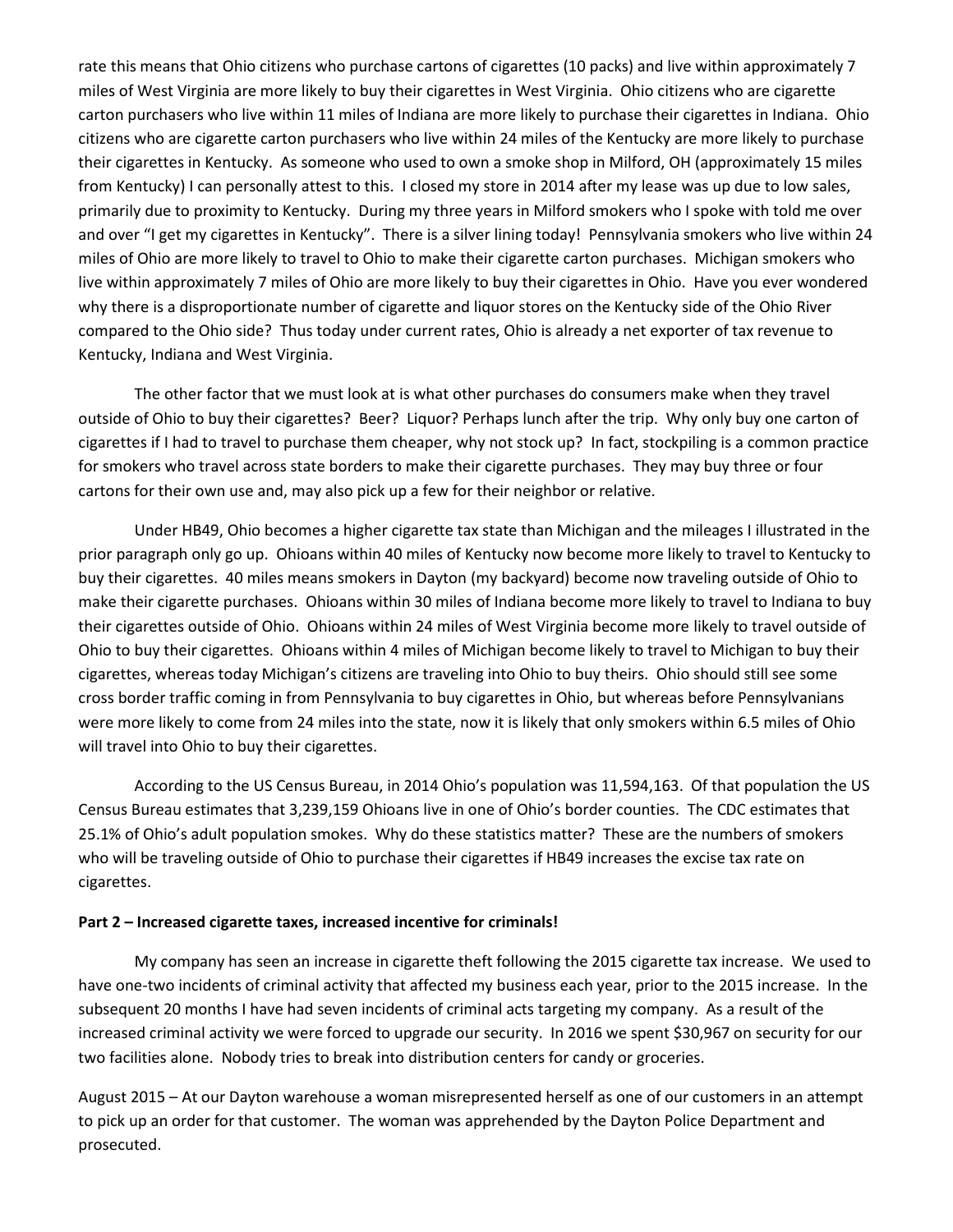rate this means that Ohio citizens who purchase cartons of cigarettes (10 packs) and live within approximately 7 miles of West Virginia are more likely to buy their cigarettes in West Virginia. Ohio citizens who are cigarette carton purchasers who live within 11 miles of Indiana are more likely to purchase their cigarettes in Indiana. Ohio citizens who are cigarette carton purchasers who live within 24 miles of the Kentucky are more likely to purchase their cigarettes in Kentucky. As someone who used to own a smoke shop in Milford, OH (approximately 15 miles from Kentucky) I can personally attest to this. I closed my store in 2014 after my lease was up due to low sales, primarily due to proximity to Kentucky. During my three years in Milford smokers who I spoke with told me over and over "I get my cigarettes in Kentucky". There is a silver lining today! Pennsylvania smokers who live within 24 miles of Ohio are more likely to travel to Ohio to make their cigarette carton purchases. Michigan smokers who live within approximately 7 miles of Ohio are more likely to buy their cigarettes in Ohio. Have you ever wondered why there is a disproportionate number of cigarette and liquor stores on the Kentucky side of the Ohio River compared to the Ohio side? Thus today under current rates, Ohio is already a net exporter of tax revenue to Kentucky, Indiana and West Virginia.

The other factor that we must look at is what other purchases do consumers make when they travel outside of Ohio to buy their cigarettes? Beer? Liquor? Perhaps lunch after the trip. Why only buy one carton of cigarettes if I had to travel to purchase them cheaper, why not stock up? In fact, stockpiling is a common practice for smokers who travel across state borders to make their cigarette purchases. They may buy three or four cartons for their own use and, may also pick up a few for their neighbor or relative.

Under HB49, Ohio becomes a higher cigarette tax state than Michigan and the mileages I illustrated in the prior paragraph only go up. Ohioans within 40 miles of Kentucky now become more likely to travel to Kentucky to buy their cigarettes. 40 miles means smokers in Dayton (my backyard) become now traveling outside of Ohio to make their cigarette purchases. Ohioans within 30 miles of Indiana become more likely to travel to Indiana to buy their cigarettes outside of Ohio. Ohioans within 24 miles of West Virginia become more likely to travel outside of Ohio to buy their cigarettes. Ohioans within 4 miles of Michigan become likely to travel to Michigan to buy their cigarettes, whereas today Michigan's citizens are traveling into Ohio to buy theirs. Ohio should still see some cross border traffic coming in from Pennsylvania to buy cigarettes in Ohio, but whereas before Pennsylvanians were more likely to come from 24 miles into the state, now it is likely that only smokers within 6.5 miles of Ohio will travel into Ohio to buy their cigarettes.

According to the US Census Bureau, in 2014 Ohio's population was 11,594,163. Of that population the US Census Bureau estimates that 3,239,159 Ohioans live in one of Ohio's border counties. The CDC estimates that 25.1% of Ohio's adult population smokes. Why do these statistics matter? These are the numbers of smokers who will be traveling outside of Ohio to purchase their cigarettes if HB49 increases the excise tax rate on cigarettes.

**Part 2 – Increased cigarette taxes, increased incentive for criminals!**

My company has seen an increase in cigarette theft following the 2015 cigarette tax increase. We used to have one-two incidents of criminal activity that affected my business each year, prior to the 2015 increase. In the subsequent 20 months I have had seven incidents of criminal acts targeting my company. As a result of the increased criminal activity we were forced to upgrade our security. In 2016 we spent $30,967 on security for our two facilities alone. Nobody tries to break into distribution centers for candy or groceries.

August 2015 – At our Dayton warehouse a woman misrepresented herself as one of our customers in an attempt to pick up an order for that customer. The woman was apprehended by the Dayton Police Department and prosecuted.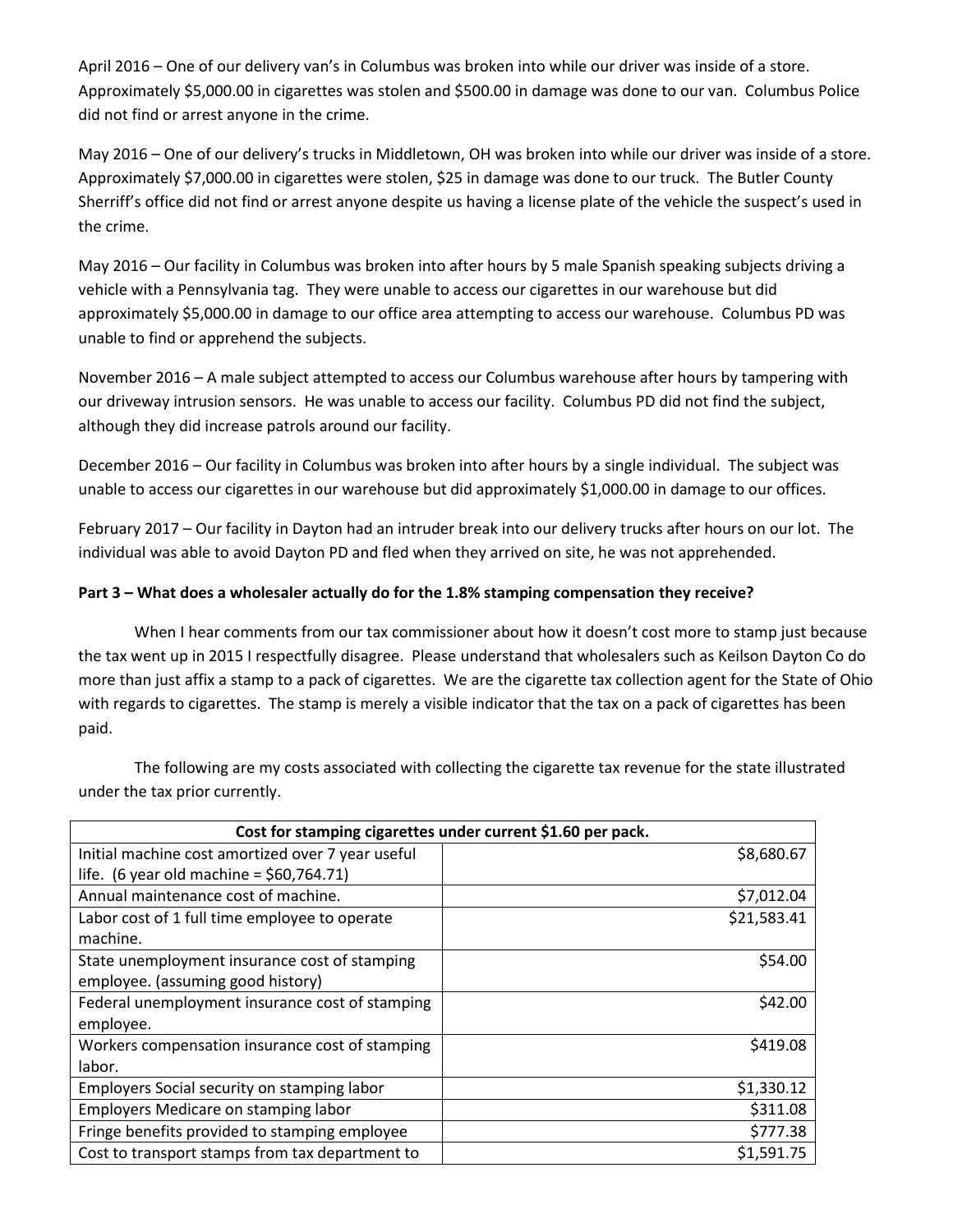April 2016 – One of our delivery van's in Columbus was broken into while our driver was inside of a store. Approximately $5,000.00 in cigarettes was stolen and $500.00 in damage was done to our van. Columbus Police did not find or arrest anyone in the crime.

May 2016 – One of our delivery's trucks in Middletown, OH was broken into while our driver was inside of a store. Approximately $7,000.00 in cigarettes were stolen, $25 in damage was done to our truck. The Butler County Sherriff's office did not find or arrest anyone despite us having a license plate of the vehicle the suspect's used in the crime.

May 2016 – Our facility in Columbus was broken into after hours by 5 male Spanish speaking subjects driving a vehicle with a Pennsylvania tag. They were unable to access our cigarettes in our warehouse but did approximately $5,000.00 in damage to our office area attempting to access our warehouse. Columbus PD was unable to find or apprehend the subjects.

November 2016 – A male subject attempted to access our Columbus warehouse after hours by tampering with our driveway intrusion sensors. He was unable to access our facility. Columbus PD did not find the subject, although they did increase patrols around our facility.

December 2016 – Our facility in Columbus was broken into after hours by a single individual. The subject was unable to access our cigarettes in our warehouse but did approximately $1,000.00 in damage to our offices.

February 2017 – Our facility in Dayton had an intruder break into our delivery trucks after hours on our lot. The individual was able to avoid Dayton PD and fled when they arrived on site, he was not apprehended.

**Part 3 – What does a wholesaler actually do for the 1.8% stamping compensation they receive?**

When I hear comments from our tax commissioner about how it doesn't cost more to stamp just because the tax went up in 2015 I respectfully disagree. Please understand that wholesalers such as Keilson Dayton Co do more than just affix a stamp to a pack of cigarettes. We are the cigarette tax collection agent for the State of Ohio with regards to cigarettes. The stamp is merely a visible indicator that the tax on a pack of cigarettes has been paid.

The following are my costs associated with collecting the cigarette tax revenue for the state illustrated under the tax prior currently.

| Cost for stamping cigarettes under current $1.60 per pack. | |
|---|---|
| Initial machine cost amortized over 7 year useful life. (6 year old machine = $60,764.71) | $8,680.67 |
| Annual maintenance cost of machine. | $7,012.04 |
| Labor cost of 1 full time employee to operate machine. | $21,583.41 |
| State unemployment insurance cost of stamping employee. (assuming good history) | $54.00 |
| Federal unemployment insurance cost of stamping employee. | $42.00 |
| Workers compensation insurance cost of stamping labor. | $419.08 |
| Employers Social security on stamping labor | $1,330.12 |
| Employers Medicare on stamping labor | $311.08 |
| Fringe benefits provided to stamping employee | $777.38 |
| Cost to transport stamps from tax department to | $1,591.75 |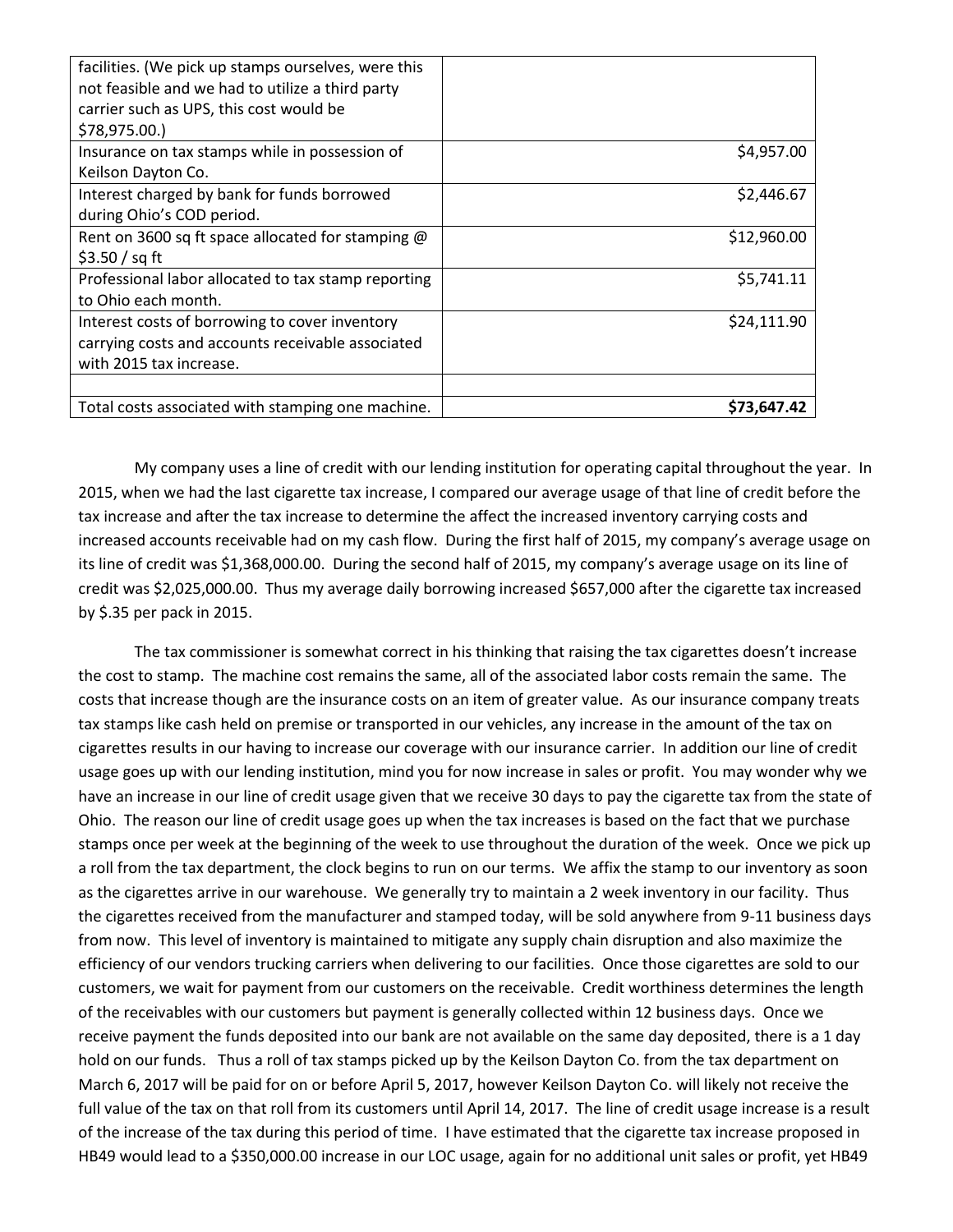| | |
|---|---|
| facilities. (We pick up stamps ourselves, were this not feasible and we had to utilize a third party carrier such as UPS, this cost would be $78,975.00.) | |
| Insurance on tax stamps while in possession of Keilson Dayton Co. | $4,957.00 |
| Interest charged by bank for funds borrowed during Ohio's COD period. | $2,446.67 |
| Rent on 3600 sq ft space allocated for stamping @ $3.50 / sq ft | $12,960.00 |
| Professional labor allocated to tax stamp reporting to Ohio each month. | $5,741.11 |
| Interest costs of borrowing to cover inventory carrying costs and accounts receivable associated with 2015 tax increase. | $24,111.90 |
| | |
| Total costs associated with stamping one machine. | **$73,647.42** |

My company uses a line of credit with our lending institution for operating capital throughout the year. In 2015, when we had the last cigarette tax increase, I compared our average usage of that line of credit before the tax increase and after the tax increase to determine the affect the increased inventory carrying costs and increased accounts receivable had on my cash flow. During the first half of 2015, my company's average usage on its line of credit was $1,368,000.00. During the second half of 2015, my company's average usage on its line of credit was $2,025,000.00. Thus my average daily borrowing increased $657,000 after the cigarette tax increased by $.35 per pack in 2015.

The tax commissioner is somewhat correct in his thinking that raising the tax cigarettes doesn't increase the cost to stamp. The machine cost remains the same, all of the associated labor costs remain the same. The costs that increase though are the insurance costs on an item of greater value. As our insurance company treats tax stamps like cash held on premise or transported in our vehicles, any increase in the amount of the tax on cigarettes results in our having to increase our coverage with our insurance carrier. In addition our line of credit usage goes up with our lending institution, mind you for now increase in sales or profit. You may wonder why we have an increase in our line of credit usage given that we receive 30 days to pay the cigarette tax from the state of Ohio. The reason our line of credit usage goes up when the tax increases is based on the fact that we purchase stamps once per week at the beginning of the week to use throughout the duration of the week. Once we pick up a roll from the tax department, the clock begins to run on our terms. We affix the stamp to our inventory as soon as the cigarettes arrive in our warehouse. We generally try to maintain a 2 week inventory in our facility. Thus the cigarettes received from the manufacturer and stamped today, will be sold anywhere from 9-11 business days from now. This level of inventory is maintained to mitigate any supply chain disruption and also maximize the efficiency of our vendors trucking carriers when delivering to our facilities. Once those cigarettes are sold to our customers, we wait for payment from our customers on the receivable. Credit worthiness determines the length of the receivables with our customers but payment is generally collected within 12 business days. Once we receive payment the funds deposited into our bank are not available on the same day deposited, there is a 1 day hold on our funds. Thus a roll of tax stamps picked up by the Keilson Dayton Co. from the tax department on March 6, 2017 will be paid for on or before April 5, 2017, however Keilson Dayton Co. will likely not receive the full value of the tax on that roll from its customers until April 14, 2017. The line of credit usage increase is a result of the increase of the tax during this period of time. I have estimated that the cigarette tax increase proposed in HB49 would lead to a $350,000.00 increase in our LOC usage, again for no additional unit sales or profit, yet HB49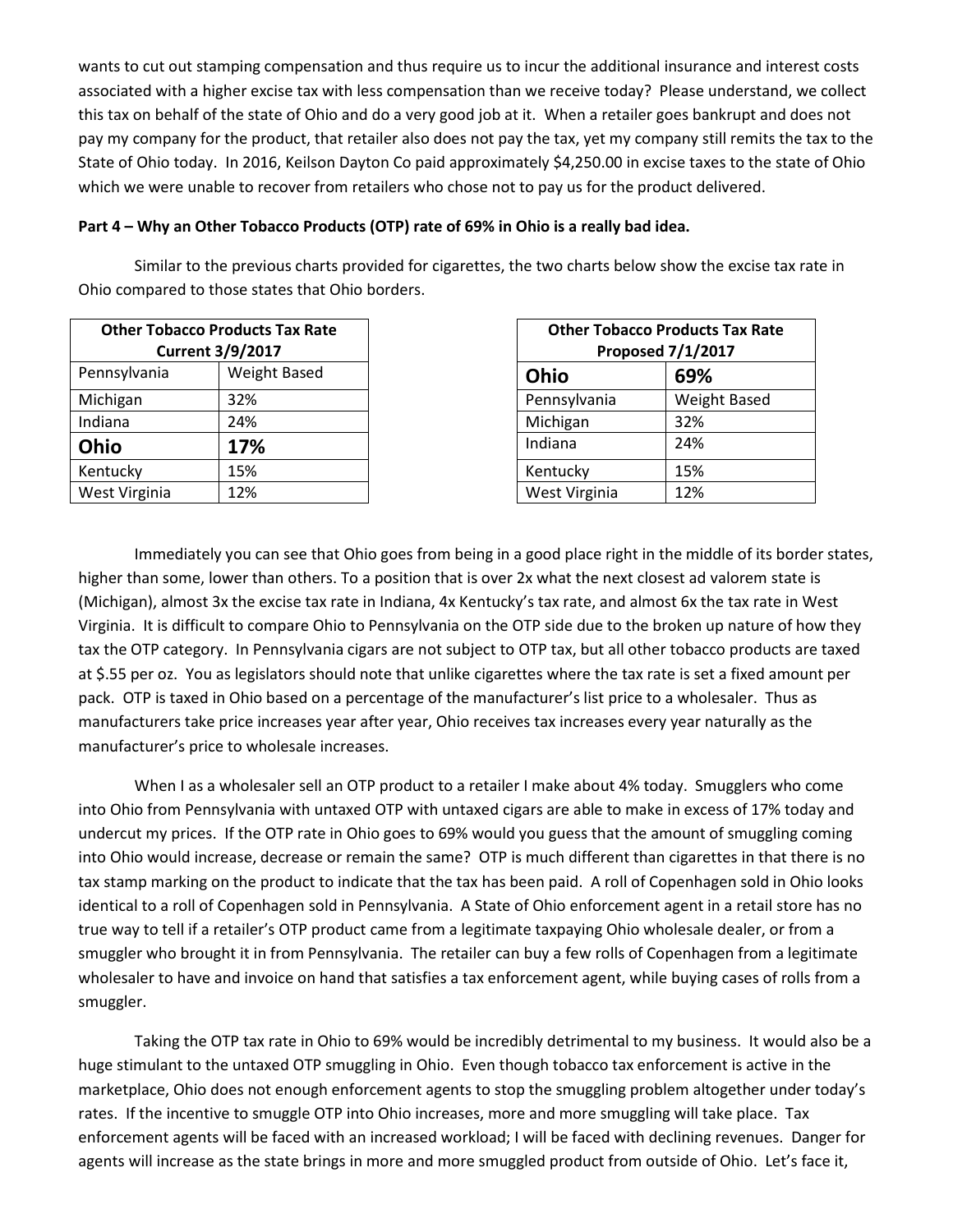wants to cut out stamping compensation and thus require us to incur the additional insurance and interest costs associated with a higher excise tax with less compensation than we receive today? Please understand, we collect this tax on behalf of the state of Ohio and do a very good job at it. When a retailer goes bankrupt and does not pay my company for the product, that retailer also does not pay the tax, yet my company still remits the tax to the State of Ohio today. In 2016, Keilson Dayton Co paid approximately $4,250.00 in excise taxes to the state of Ohio which we were unable to recover from retailers who chose not to pay us for the product delivered.

**Part 4 – Why an Other Tobacco Products (OTP) rate of 69% in Ohio is a really bad idea.**

Similar to the previous charts provided for cigarettes, the two charts below show the excise tax rate in Ohio compared to those states that Ohio borders.

| **Other Tobacco Products Tax Rate Current 3/9/2017** | |
|---|---|
| Pennsylvania | Weight Based |
| Michigan | 32% |
| Indiana | 24% |
| **Ohio** | **17%** |
| Kentucky | 15% |
| West Virginia | 12% |

| **Other Tobacco Products Tax Rate Proposed 7/1/2017** | |
|---|---|
| **Ohio** | **69%** |
| Pennsylvania | Weight Based |
| Michigan | 32% |
| Indiana | 24% |
| Kentucky | 15% |
| West Virginia | 12% |

Immediately you can see that Ohio goes from being in a good place right in the middle of its border states, higher than some, lower than others. To a position that is over 2x what the next closest ad valorem state is (Michigan), almost 3x the excise tax rate in Indiana, 4x Kentucky's tax rate, and almost 6x the tax rate in West Virginia. It is difficult to compare Ohio to Pennsylvania on the OTP side due to the broken up nature of how they tax the OTP category. In Pennsylvania cigars are not subject to OTP tax, but all other tobacco products are taxed at $.55 per oz. You as legislators should note that unlike cigarettes where the tax rate is set a fixed amount per pack. OTP is taxed in Ohio based on a percentage of the manufacturer's list price to a wholesaler. Thus as manufacturers take price increases year after year, Ohio receives tax increases every year naturally as the manufacturer's price to wholesale increases.

When I as a wholesaler sell an OTP product to a retailer I make about 4% today. Smugglers who come into Ohio from Pennsylvania with untaxed OTP with untaxed cigars are able to make in excess of 17% today and undercut my prices. If the OTP rate in Ohio goes to 69% would you guess that the amount of smuggling coming into Ohio would increase, decrease or remain the same? OTP is much different than cigarettes in that there is no tax stamp marking on the product to indicate that the tax has been paid. A roll of Copenhagen sold in Ohio looks identical to a roll of Copenhagen sold in Pennsylvania. A State of Ohio enforcement agent in a retail store has no true way to tell if a retailer's OTP product came from a legitimate taxpaying Ohio wholesale dealer, or from a smuggler who brought it in from Pennsylvania. The retailer can buy a few rolls of Copenhagen from a legitimate wholesaler to have and invoice on hand that satisfies a tax enforcement agent, while buying cases of rolls from a smuggler.

Taking the OTP tax rate in Ohio to 69% would be incredibly detrimental to my business. It would also be a huge stimulant to the untaxed OTP smuggling in Ohio. Even though tobacco tax enforcement is active in the marketplace, Ohio does not enough enforcement agents to stop the smuggling problem altogether under today's rates. If the incentive to smuggle OTP into Ohio increases, more and more smuggling will take place. Tax enforcement agents will be faced with an increased workload; I will be faced with declining revenues. Danger for agents will increase as the state brings in more and more smuggled product from outside of Ohio. Let's face it,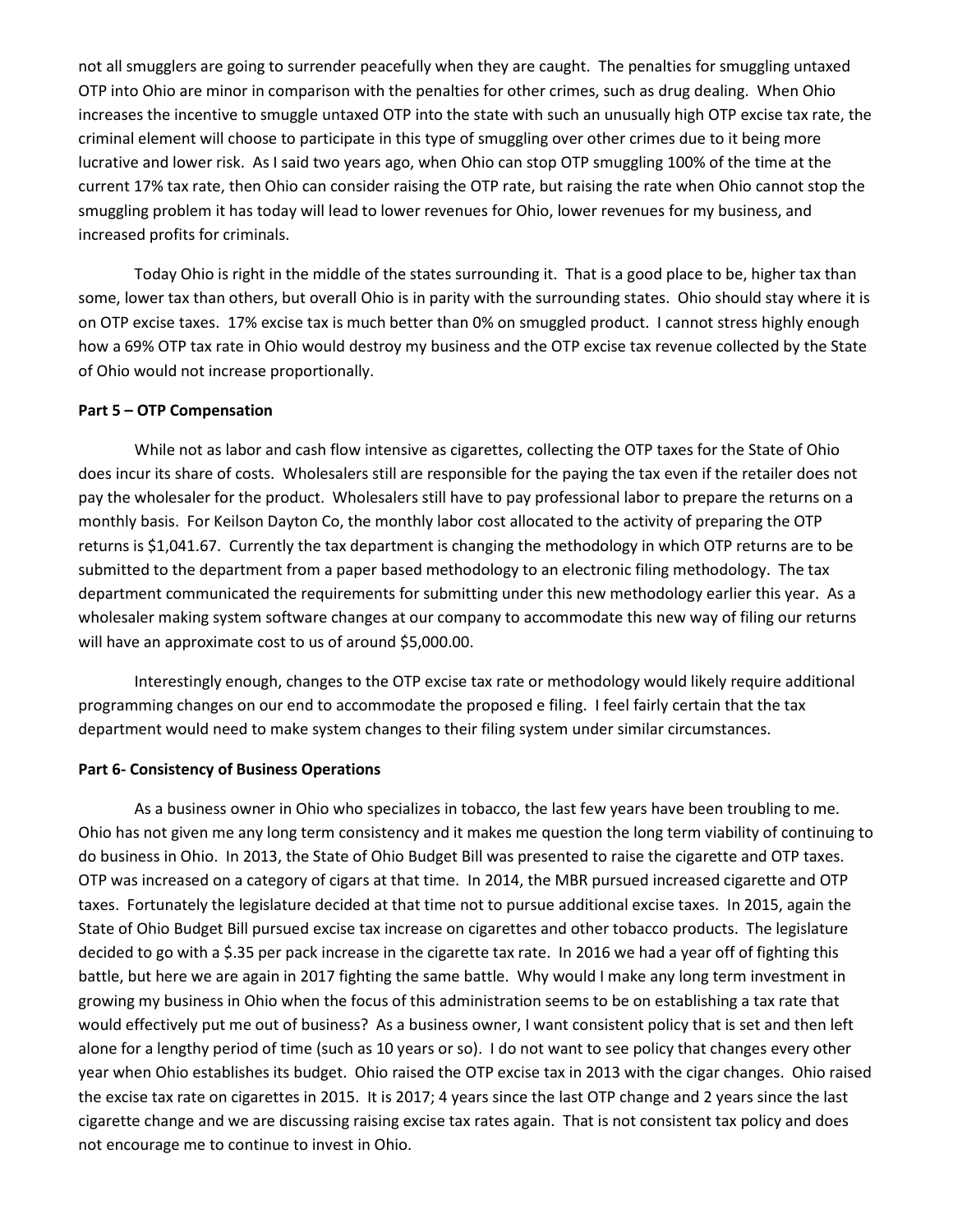not all smugglers are going to surrender peacefully when they are caught. The penalties for smuggling untaxed OTP into Ohio are minor in comparison with the penalties for other crimes, such as drug dealing. When Ohio increases the incentive to smuggle untaxed OTP into the state with such an unusually high OTP excise tax rate, the criminal element will choose to participate in this type of smuggling over other crimes due to it being more lucrative and lower risk. As I said two years ago, when Ohio can stop OTP smuggling 100% of the time at the current 17% tax rate, then Ohio can consider raising the OTP rate, but raising the rate when Ohio cannot stop the smuggling problem it has today will lead to lower revenues for Ohio, lower revenues for my business, and increased profits for criminals.

Today Ohio is right in the middle of the states surrounding it. That is a good place to be, higher tax than some, lower tax than others, but overall Ohio is in parity with the surrounding states. Ohio should stay where it is on OTP excise taxes. 17% excise tax is much better than 0% on smuggled product. I cannot stress highly enough how a 69% OTP tax rate in Ohio would destroy my business and the OTP excise tax revenue collected by the State of Ohio would not increase proportionally.

**Part 5 – OTP Compensation**

While not as labor and cash flow intensive as cigarettes, collecting the OTP taxes for the State of Ohio does incur its share of costs. Wholesalers still are responsible for the paying the tax even if the retailer does not pay the wholesaler for the product. Wholesalers still have to pay professional labor to prepare the returns on a monthly basis. For Keilson Dayton Co, the monthly labor cost allocated to the activity of preparing the OTP returns is $1,041.67. Currently the tax department is changing the methodology in which OTP returns are to be submitted to the department from a paper based methodology to an electronic filing methodology. The tax department communicated the requirements for submitting under this new methodology earlier this year. As a wholesaler making system software changes at our company to accommodate this new way of filing our returns will have an approximate cost to us of around $5,000.00.

Interestingly enough, changes to the OTP excise tax rate or methodology would likely require additional programming changes on our end to accommodate the proposed e filing. I feel fairly certain that the tax department would need to make system changes to their filing system under similar circumstances.

**Part 6- Consistency of Business Operations**

As a business owner in Ohio who specializes in tobacco, the last few years have been troubling to me. Ohio has not given me any long term consistency and it makes me question the long term viability of continuing to do business in Ohio. In 2013, the State of Ohio Budget Bill was presented to raise the cigarette and OTP taxes. OTP was increased on a category of cigars at that time. In 2014, the MBR pursued increased cigarette and OTP taxes. Fortunately the legislature decided at that time not to pursue additional excise taxes. In 2015, again the State of Ohio Budget Bill pursued excise tax increase on cigarettes and other tobacco products. The legislature decided to go with a $.35 per pack increase in the cigarette tax rate. In 2016 we had a year off of fighting this battle, but here we are again in 2017 fighting the same battle. Why would I make any long term investment in growing my business in Ohio when the focus of this administration seems to be on establishing a tax rate that would effectively put me out of business? As a business owner, I want consistent policy that is set and then left alone for a lengthy period of time (such as 10 years or so). I do not want to see policy that changes every other year when Ohio establishes its budget. Ohio raised the OTP excise tax in 2013 with the cigar changes. Ohio raised the excise tax rate on cigarettes in 2015. It is 2017; 4 years since the last OTP change and 2 years since the last cigarette change and we are discussing raising excise tax rates again. That is not consistent tax policy and does not encourage me to continue to invest in Ohio.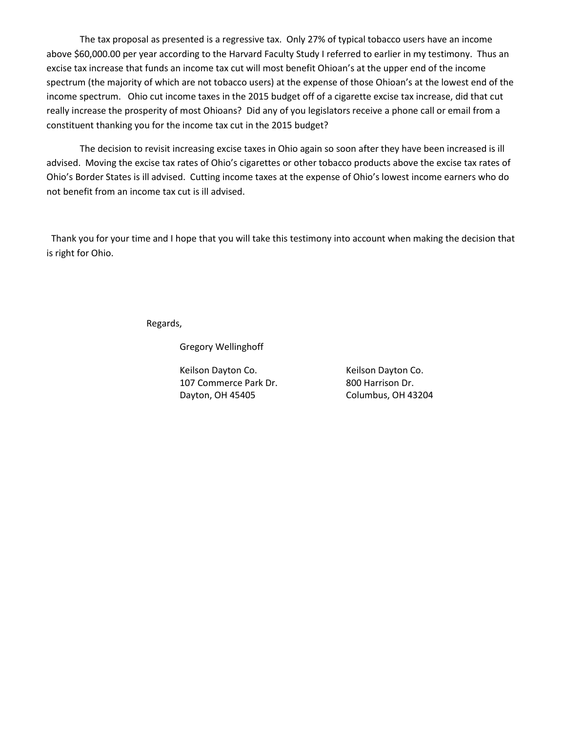The tax proposal as presented is a regressive tax. Only 27% of typical tobacco users have an income above $60,000.00 per year according to the Harvard Faculty Study I referred to earlier in my testimony. Thus an excise tax increase that funds an income tax cut will most benefit Ohioan's at the upper end of the income spectrum (the majority of which are not tobacco users) at the expense of those Ohioan's at the lowest end of the income spectrum. Ohio cut income taxes in the 2015 budget off of a cigarette excise tax increase, did that cut really increase the prosperity of most Ohioans? Did any of you legislators receive a phone call or email from a constituent thanking you for the income tax cut in the 2015 budget?

The decision to revisit increasing excise taxes in Ohio again so soon after they have been increased is ill advised. Moving the excise tax rates of Ohio's cigarettes or other tobacco products above the excise tax rates of Ohio's Border States is ill advised. Cutting income taxes at the expense of Ohio's lowest income earners who do not benefit from an income tax cut is ill advised.

Thank you for your time and I hope that you will take this testimony into account when making the decision that is right for Ohio.

Regards,

Gregory Wellinghoff

Keilson Dayton Co.
107 Commerce Park Dr.
Dayton, OH 45405

Keilson Dayton Co.
800 Harrison Dr.
Columbus, OH 43204